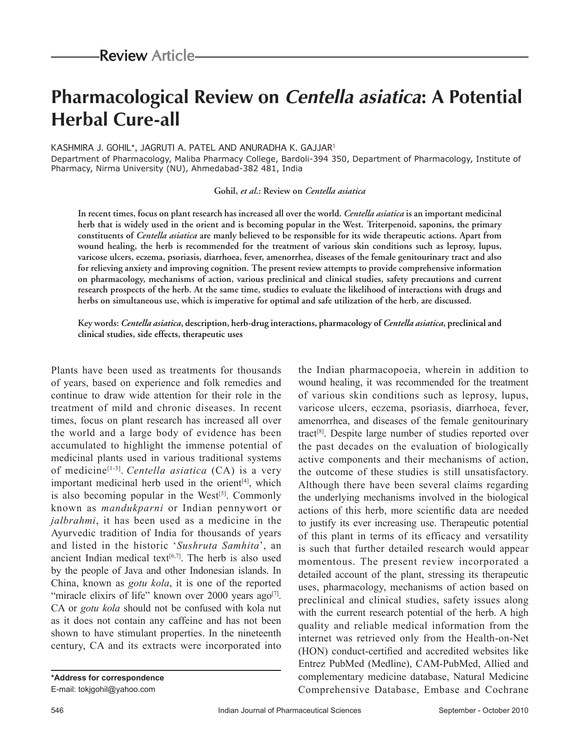Review Article

# Pharmacological Review on *Centella asiatica*: A Potential Herbal Cure-all

KASHMIRA J. GOHIL*, JAGRUTI A. PATEL AND ANURADHA K. GAJJAR[1]

Department of Pharmacology, Maliba Pharmacy College, Bardoli-394 350, Department of Pharmacology, Institute of Pharmacy, Nirma University (NU), Ahmedabad-382 481, India

**Gohil, *et al*.: Review on *Centella asiatica***

**In recent times, focus on plant research has increased all over the world. *Centella asiatica* is an important medicinal herb that is widely used in the orient and is becoming popular in the West. Triterpenoid, saponins, the primary constituents of *Centella asiatica* are manly believed to be responsible for its wide therapeutic actions. Apart from wound healing, the herb is recommended for the treatment of various skin conditions such as leprosy, lupus, varicose ulcers, eczema, psoriasis, diarrhoea, fever, amenorrhea, diseases of the female genitourinary tract and also for relieving anxiety and improving cognition. The present review attempts to provide comprehensive information on pharmacology, mechanisms of action, various preclinical and clinical studies, safety precautions and current research prospects of the herb. At the same time, studies to evaluate the likelihood of interactions with drugs and herbs on simultaneous use, which is imperative for optimal and safe utilization of the herb, are discussed.**

**Key words: *Centella asiatica*, description, herb-drug interactions, pharmacology of *Centella asiatica*, preclinical and clinical studies, side effects, therapeutic uses**

Plants have been used as treatments for thousands of years, based on experience and folk remedies and continue to draw wide attention for their role in the treatment of mild and chronic diseases. In recent times, focus on plant research has increased all over the world and a large body of evidence has been accumulated to highlight the immense potential of medicinal plants used in various traditional systems of medicine[1-3]. *Centella asiatica* (CA) is a very important medicinal herb used in the orient[4], which is also becoming popular in the West[5]. Commonly known as *mandukparni* or Indian pennywort or *jalbrahmi*, it has been used as a medicine in the Ayurvedic tradition of India for thousands of years and listed in the historic '*Sushruta Samhita*', an ancient Indian medical text[6,7]. The herb is also used by the people of Java and other Indonesian islands. In China, known as *gotu kola*, it is one of the reported "miracle elixirs of life" known over 2000 years ago[7]. CA or *gotu kola* should not be confused with kola nut as it does not contain any caffeine and has not been shown to have stimulant properties. In the nineteenth century, CA and its extracts were incorporated into the Indian pharmacopoeia, wherein in addition to wound healing, it was recommended for the treatment of various skin conditions such as leprosy, lupus, varicose ulcers, eczema, psoriasis, diarrhoea, fever, amenorrhea, and diseases of the female genitourinary tract[8]. Despite large number of studies reported over the past decades on the evaluation of biologically active components and their mechanisms of action, the outcome of these studies is still unsatisfactory. Although there have been several claims regarding the underlying mechanisms involved in the biological actions of this herb, more scientific data are needed to justify its ever increasing use. Therapeutic potential of this plant in terms of its efficacy and versatility is such that further detailed research would appear momentous. The present review incorporated a detailed account of the plant, stressing its therapeutic uses, pharmacology, mechanisms of action based on preclinical and clinical studies, safety issues along with the current research potential of the herb. A high quality and reliable medical information from the internet was retrieved only from the Health-on-Net (HON) conduct-certified and accredited websites like Entrez PubMed (Medline), CAM-PubMed, Allied and complementary medicine database, Natural Medicine Comprehensive Database, Embase and Cochrane

**\*Address for correspondence**
E-mail: tokjgohil@yahoo.com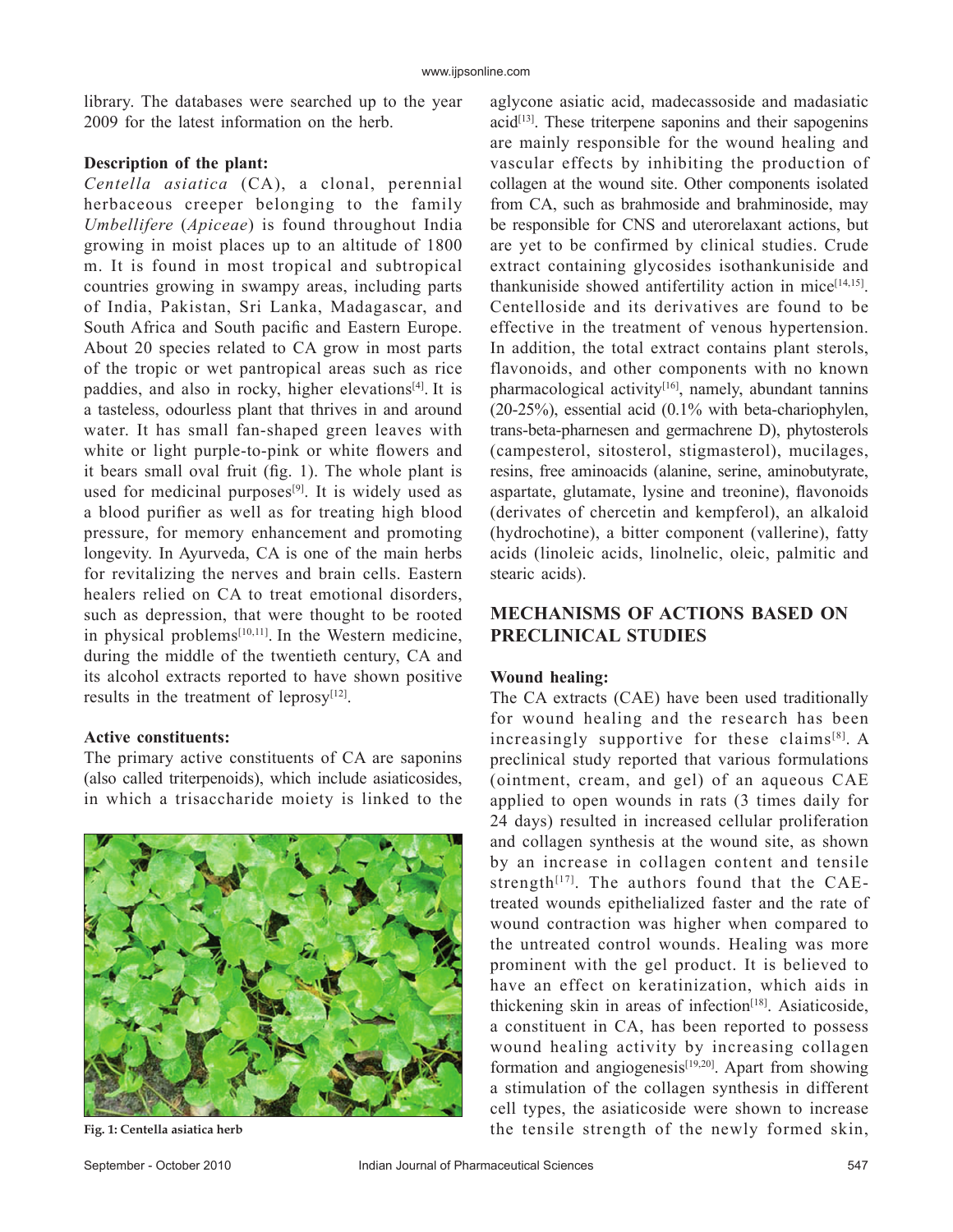library. The databases were searched up to the year 2009 for the latest information on the herb.

**Description of the plant:**

*Centella asiatica* (CA), a clonal, perennial herbaceous creeper belonging to the family *Umbellifere* (*Apiceae*) is found throughout India growing in moist places up to an altitude of 1800 m. It is found in most tropical and subtropical countries growing in swampy areas, including parts of India, Pakistan, Sri Lanka, Madagascar, and South Africa and South pacific and Eastern Europe. About 20 species related to CA grow in most parts of the tropic or wet pantropical areas such as rice paddies, and also in rocky, higher elevations[4]. It is a tasteless, odourless plant that thrives in and around water. It has small fan-shaped green leaves with white or light purple-to-pink or white flowers and it bears small oval fruit (fig. 1). The whole plant is used for medicinal purposes[9]. It is widely used as a blood purifier as well as for treating high blood pressure, for memory enhancement and promoting longevity. In Ayurveda, CA is one of the main herbs for revitalizing the nerves and brain cells. Eastern healers relied on CA to treat emotional disorders, such as depression, that were thought to be rooted in physical problems[10,11]. In the Western medicine, during the middle of the twentieth century, CA and its alcohol extracts reported to have shown positive results in the treatment of leprosy[12].

**Active constituents:**

The primary active constituents of CA are saponins (also called triterpenoids), which include asiaticosides, in which a trisaccharide moiety is linked to the aglycone asiatic acid, madecassoside and madasiatic acid[13]. These triterpene saponins and their sapogenins are mainly responsible for the wound healing and vascular effects by inhibiting the production of collagen at the wound site. Other components isolated from CA, such as brahmoside and brahminoside, may be responsible for CNS and uterorelaxant actions, but are yet to be confirmed by clinical studies. Crude extract containing glycosides isothankuniside and thankuniside showed antifertility action in mice[14,15]. Centelloside and its derivatives are found to be effective in the treatment of venous hypertension. In addition, the total extract contains plant sterols, flavonoids, and other components with no known pharmacological activity[16], namely, abundant tannins (20-25%), essential acid (0.1% with beta-chariophylen, trans-beta-pharnesen and germachrene D), phytosterols (campesterol, sitosterol, stigmasterol), mucilages, resins, free aminoacids (alanine, serine, aminobutyrate, aspartate, glutamate, lysine and treonine), flavonoids (derivates of chercetin and kempferol), an alkaloid (hydrochotine), a bitter component (vallerine), fatty acids (linoleic acids, linolnelic, oleic, palmitic and stearic acids).

Fig. 1: Centella asiatica herb

## MECHANISMS OF ACTIONS BASED ON PRECLINICAL STUDIES

**Wound healing:**

The CA extracts (CAE) have been used traditionally for wound healing and the research has been increasingly supportive for these claims[8]. A preclinical study reported that various formulations (ointment, cream, and gel) of an aqueous CAE applied to open wounds in rats (3 times daily for 24 days) resulted in increased cellular proliferation and collagen synthesis at the wound site, as shown by an increase in collagen content and tensile strength[17]. The authors found that the CAE-treated wounds epithelialized faster and the rate of wound contraction was higher when compared to the untreated control wounds. Healing was more prominent with the gel product. It is believed to have an effect on keratinization, which aids in thickening skin in areas of infection[18]. Asiaticoside, a constituent in CA, has been reported to possess wound healing activity by increasing collagen formation and angiogenesis[19,20]. Apart from showing a stimulation of the collagen synthesis in different cell types, the asiaticoside were shown to increase the tensile strength of the newly formed skin,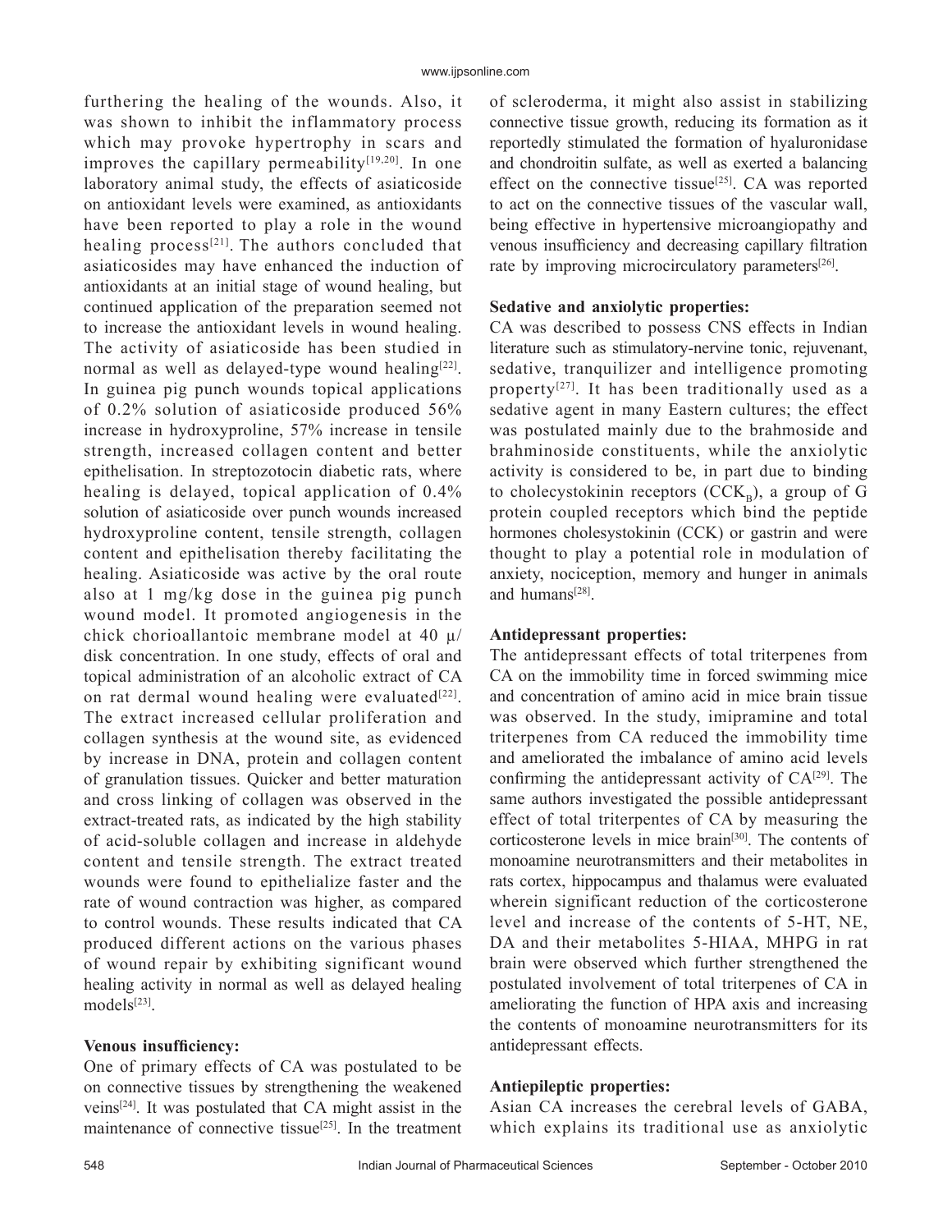furthering the healing of the wounds. Also, it was shown to inhibit the inflammatory process which may provoke hypertrophy in scars and improves the capillary permeability[19,20]. In one laboratory animal study, the effects of asiaticoside on antioxidant levels were examined, as antioxidants have been reported to play a role in the wound healing process[21]. The authors concluded that asiaticosides may have enhanced the induction of antioxidants at an initial stage of wound healing, but continued application of the preparation seemed not to increase the antioxidant levels in wound healing. The activity of asiaticoside has been studied in normal as well as delayed-type wound healing[22]. In guinea pig punch wounds topical applications of 0.2% solution of asiaticoside produced 56% increase in hydroxyproline, 57% increase in tensile strength, increased collagen content and better epithelisation. In streptozotocin diabetic rats, where healing is delayed, topical application of 0.4% solution of asiaticoside over punch wounds increased hydroxyproline content, tensile strength, collagen content and epithelisation thereby facilitating the healing. Asiaticoside was active by the oral route also at 1 mg/kg dose in the guinea pig punch wound model. It promoted angiogenesis in the chick chorioallantoic membrane model at 40 μ/disk concentration. In one study, effects of oral and topical administration of an alcoholic extract of CA on rat dermal wound healing were evaluated[22]. The extract increased cellular proliferation and collagen synthesis at the wound site, as evidenced by increase in DNA, protein and collagen content of granulation tissues. Quicker and better maturation and cross linking of collagen was observed in the extract-treated rats, as indicated by the high stability of acid-soluble collagen and increase in aldehyde content and tensile strength. The extract treated wounds were found to epithelialize faster and the rate of wound contraction was higher, as compared to control wounds. These results indicated that CA produced different actions on the various phases of wound repair by exhibiting significant wound healing activity in normal as well as delayed healing models[23].

**Venous insufficiency:**

One of primary effects of CA was postulated to be on connective tissues by strengthening the weakened veins[24]. It was postulated that CA might assist in the maintenance of connective tissue[25]. In the treatment of scleroderma, it might also assist in stabilizing connective tissue growth, reducing its formation as it reportedly stimulated the formation of hyaluronidase and chondroitin sulfate, as well as exerted a balancing effect on the connective tissue[25]. CA was reported to act on the connective tissues of the vascular wall, being effective in hypertensive microangiopathy and venous insufficiency and decreasing capillary filtration rate by improving microcirculatory parameters[26].

**Sedative and anxiolytic properties:**

CA was described to possess CNS effects in Indian literature such as stimulatory-nervine tonic, rejuvenant, sedative, tranquilizer and intelligence promoting property[27]. It has been traditionally used as a sedative agent in many Eastern cultures; the effect was postulated mainly due to the brahmoside and brahminoside constituents, while the anxiolytic activity is considered to be, in part due to binding to cholecystokinin receptors ($CCK_B$), a group of G protein coupled receptors which bind the peptide hormones cholesystokinin (CCK) or gastrin and were thought to play a potential role in modulation of anxiety, nociception, memory and hunger in animals and humans[28].

**Antidepressant properties:**

The antidepressant effects of total triterpenes from CA on the immobility time in forced swimming mice and concentration of amino acid in mice brain tissue was observed. In the study, imipramine and total triterpenes from CA reduced the immobility time and ameliorated the imbalance of amino acid levels confirming the antidepressant activity of CA[29]. The same authors investigated the possible antidepressant effect of total triterpentes of CA by measuring the corticosterone levels in mice brain[30]. The contents of monoamine neurotransmitters and their metabolites in rats cortex, hippocampus and thalamus were evaluated wherein significant reduction of the corticosterone level and increase of the contents of 5-HT, NE, DA and their metabolites 5-HIAA, MHPG in rat brain were observed which further strengthened the postulated involvement of total triterpenes of CA in ameliorating the function of HPA axis and increasing the contents of monoamine neurotransmitters for its antidepressant effects.

**Antiepileptic properties:**

Asian CA increases the cerebral levels of GABA, which explains its traditional use as anxiolytic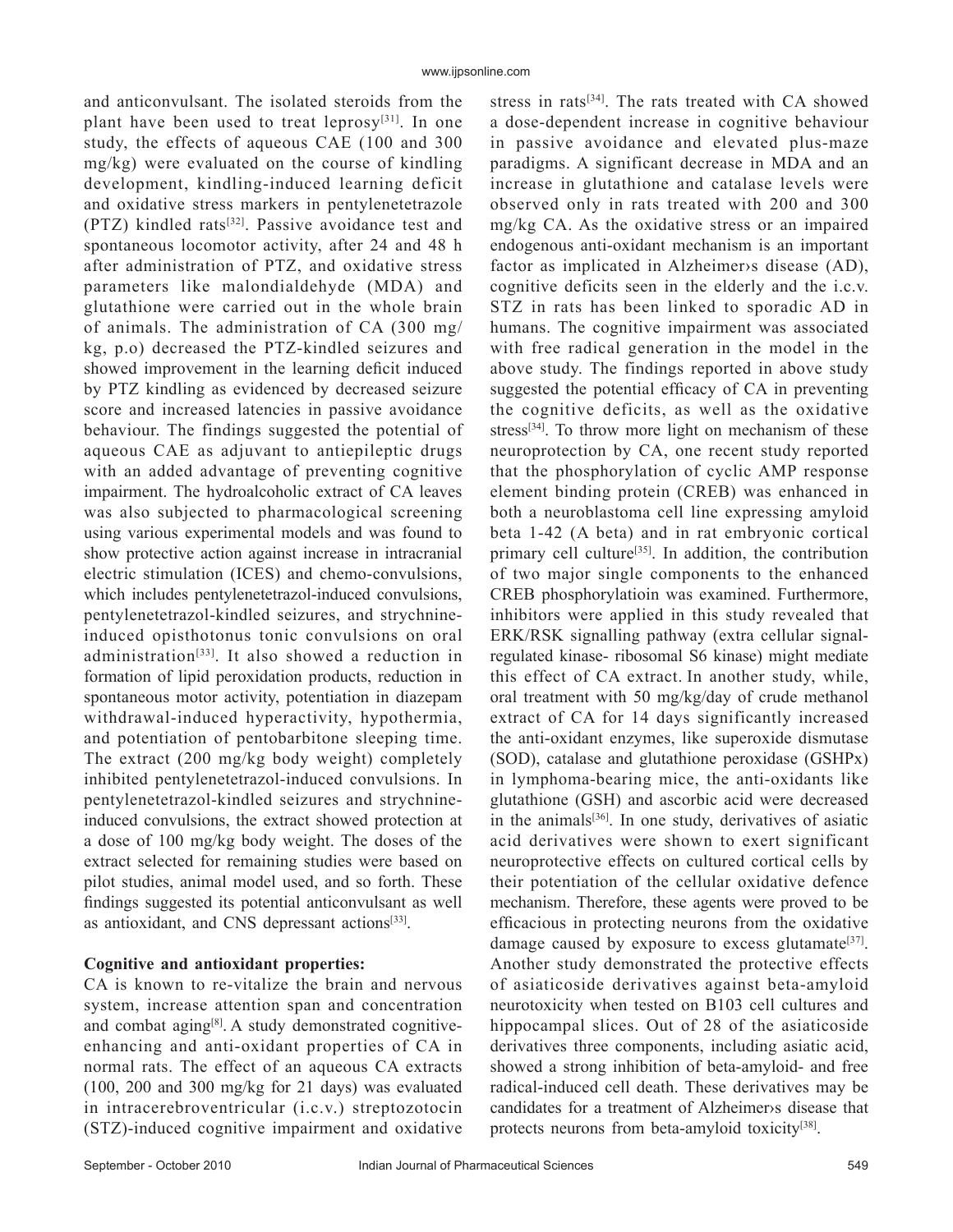and anticonvulsant. The isolated steroids from the plant have been used to treat leprosy[31]. In one study, the effects of aqueous CAE (100 and 300 mg/kg) were evaluated on the course of kindling development, kindling-induced learning deficit and oxidative stress markers in pentylenetetrazole (PTZ) kindled rats[32]. Passive avoidance test and spontaneous locomotor activity, after 24 and 48 h after administration of PTZ, and oxidative stress parameters like malondialdehyde (MDA) and glutathione were carried out in the whole brain of animals. The administration of CA (300 mg/kg, p.o) decreased the PTZ-kindled seizures and showed improvement in the learning deficit induced by PTZ kindling as evidenced by decreased seizure score and increased latencies in passive avoidance behaviour. The findings suggested the potential of aqueous CAE as adjuvant to antiepileptic drugs with an added advantage of preventing cognitive impairment. The hydroalcoholic extract of CA leaves was also subjected to pharmacological screening using various experimental models and was found to show protective action against increase in intracranial electric stimulation (ICES) and chemo-convulsions, which includes pentylenetetrazol-induced convulsions, pentylenetetrazol-kindled seizures, and strychnine-induced opisthotonus tonic convulsions on oral administration[33]. It also showed a reduction in formation of lipid peroxidation products, reduction in spontaneous motor activity, potentiation in diazepam withdrawal-induced hyperactivity, hypothermia, and potentiation of pentobarbitone sleeping time. The extract (200 mg/kg body weight) completely inhibited pentylenetetrazol-induced convulsions. In pentylenetetrazol-kindled seizures and strychnine-induced convulsions, the extract showed protection at a dose of 100 mg/kg body weight. The doses of the extract selected for remaining studies were based on pilot studies, animal model used, and so forth. These findings suggested its potential anticonvulsant as well as antioxidant, and CNS depressant actions[33].

**Cognitive and antioxidant properties:**

CA is known to re-vitalize the brain and nervous system, increase attention span and concentration and combat aging[8]. A study demonstrated cognitive-enhancing and anti-oxidant properties of CA in normal rats. The effect of an aqueous CA extracts (100, 200 and 300 mg/kg for 21 days) was evaluated in intracerebroventricular (i.c.v.) streptozotocin (STZ)-induced cognitive impairment and oxidative stress in rats[34]. The rats treated with CA showed a dose-dependent increase in cognitive behaviour in passive avoidance and elevated plus-maze paradigms. A significant decrease in MDA and an increase in glutathione and catalase levels were observed only in rats treated with 200 and 300 mg/kg CA. As the oxidative stress or an impaired endogenous anti-oxidant mechanism is an important factor as implicated in Alzheimer›s disease (AD), cognitive deficits seen in the elderly and the i.c.v. STZ in rats has been linked to sporadic AD in humans. The cognitive impairment was associated with free radical generation in the model in the above study. The findings reported in above study suggested the potential efficacy of CA in preventing the cognitive deficits, as well as the oxidative stress[34]. To throw more light on mechanism of these neuroprotection by CA, one recent study reported that the phosphorylation of cyclic AMP response element binding protein (CREB) was enhanced in both a neuroblastoma cell line expressing amyloid beta 1-42 (A beta) and in rat embryonic cortical primary cell culture[35]. In addition, the contribution of two major single components to the enhanced CREB phosphorylatioin was examined. Furthermore, inhibitors were applied in this study revealed that ERK/RSK signalling pathway (extra cellular signal-regulated kinase- ribosomal S6 kinase) might mediate this effect of CA extract. In another study, while, oral treatment with 50 mg/kg/day of crude methanol extract of CA for 14 days significantly increased the anti-oxidant enzymes, like superoxide dismutase (SOD), catalase and glutathione peroxidase (GSHPx) in lymphoma-bearing mice, the anti-oxidants like glutathione (GSH) and ascorbic acid were decreased in the animals[36]. In one study, derivatives of asiatic acid derivatives were shown to exert significant neuroprotective effects on cultured cortical cells by their potentiation of the cellular oxidative defence mechanism. Therefore, these agents were proved to be efficacious in protecting neurons from the oxidative damage caused by exposure to excess glutamate[37]. Another study demonstrated the protective effects of asiaticoside derivatives against beta-amyloid neurotoxicity when tested on B103 cell cultures and hippocampal slices. Out of 28 of the asiaticoside derivatives three components, including asiatic acid, showed a strong inhibition of beta-amyloid- and free radical-induced cell death. These derivatives may be candidates for a treatment of Alzheimer›s disease that protects neurons from beta-amyloid toxicity[38].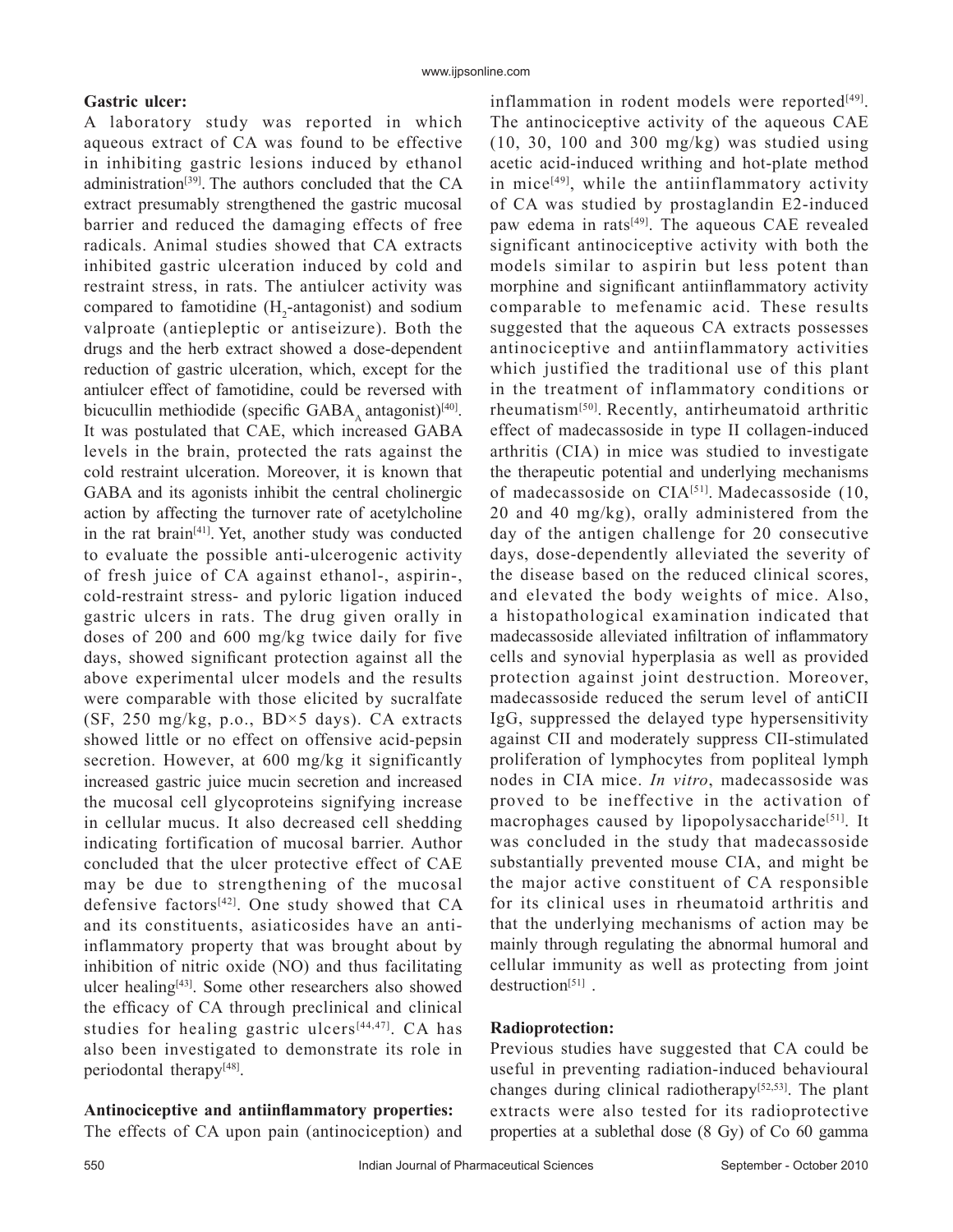### Gastric ulcer:

A laboratory study was reported in which aqueous extract of CA was found to be effective in inhibiting gastric lesions induced by ethanol administration[39]. The authors concluded that the CA extract presumably strengthened the gastric mucosal barrier and reduced the damaging effects of free radicals. Animal studies showed that CA extracts inhibited gastric ulceration induced by cold and restraint stress, in rats. The antiulcer activity was compared to famotidine ($H_2$-antagonist) and sodium valproate (antiepleptic or antiseizure). Both the drugs and the herb extract showed a dose-dependent reduction of gastric ulceration, which, except for the antiulcer effect of famotidine, could be reversed with bicucullin methiodide (specific $GABA_A$ antagonist)[40]. It was postulated that CAE, which increased GABA levels in the brain, protected the rats against the cold restraint ulceration. Moreover, it is known that GABA and its agonists inhibit the central cholinergic action by affecting the turnover rate of acetylcholine in the rat brain[41]. Yet, another study was conducted to evaluate the possible anti-ulcerogenic activity of fresh juice of CA against ethanol-, aspirin-, cold-restraint stress- and pyloric ligation induced gastric ulcers in rats. The drug given orally in doses of 200 and 600 mg/kg twice daily for five days, showed significant protection against all the above experimental ulcer models and the results were comparable with those elicited by sucralfate (SF, 250 mg/kg, p.o., BD×5 days). CA extracts showed little or no effect on offensive acid-pepsin secretion. However, at 600 mg/kg it significantly increased gastric juice mucin secretion and increased the mucosal cell glycoproteins signifying increase in cellular mucus. It also decreased cell shedding indicating fortification of mucosal barrier. Author concluded that the ulcer protective effect of CAE may be due to strengthening of the mucosal defensive factors[42]. One study showed that CA and its constituents, asiaticosides have an anti-inflammatory property that was brought about by inhibition of nitric oxide (NO) and thus facilitating ulcer healing[43]. Some other researchers also showed the efficacy of CA through preclinical and clinical studies for healing gastric ulcers[44,47]. CA has also been investigated to demonstrate its role in periodontal therapy[48].

### Antinociceptive and antiinflammatory properties:

The effects of CA upon pain (antinociception) and inflammation in rodent models were reported[49]. The antinociceptive activity of the aqueous CAE (10, 30, 100 and 300 mg/kg) was studied using acetic acid-induced writhing and hot-plate method in mice[49], while the antiinflammatory activity of CA was studied by prostaglandin E2-induced paw edema in rats[49]. The aqueous CAE revealed significant antinociceptive activity with both the models similar to aspirin but less potent than morphine and significant antiinflammatory activity comparable to mefenamic acid. These results suggested that the aqueous CA extracts possesses antinociceptive and antiinflammatory activities which justified the traditional use of this plant in the treatment of inflammatory conditions or rheumatism[50]. Recently, antirheumatoid arthritic effect of madecassoside in type II collagen-induced arthritis (CIA) in mice was studied to investigate the therapeutic potential and underlying mechanisms of madecassoside on CIA[51]. Madecassoside (10, 20 and 40 mg/kg), orally administered from the day of the antigen challenge for 20 consecutive days, dose-dependently alleviated the severity of the disease based on the reduced clinical scores, and elevated the body weights of mice. Also, a histopathological examination indicated that madecassoside alleviated infiltration of inflammatory cells and synovial hyperplasia as well as provided protection against joint destruction. Moreover, madecassoside reduced the serum level of antiCII IgG, suppressed the delayed type hypersensitivity against CII and moderately suppress CII-stimulated proliferation of lymphocytes from popliteal lymph nodes in CIA mice. *In vitro*, madecassoside was proved to be ineffective in the activation of macrophages caused by lipopolysaccharide[51]. It was concluded in the study that madecassoside substantially prevented mouse CIA, and might be the major active constituent of CA responsible for its clinical uses in rheumatoid arthritis and that the underlying mechanisms of action may be mainly through regulating the abnormal humoral and cellular immunity as well as protecting from joint destruction[51] .

### Radioprotection:

Previous studies have suggested that CA could be useful in preventing radiation-induced behavioural changes during clinical radiotherapy[52,53]. The plant extracts were also tested for its radioprotective properties at a sublethal dose (8 Gy) of Co 60 gamma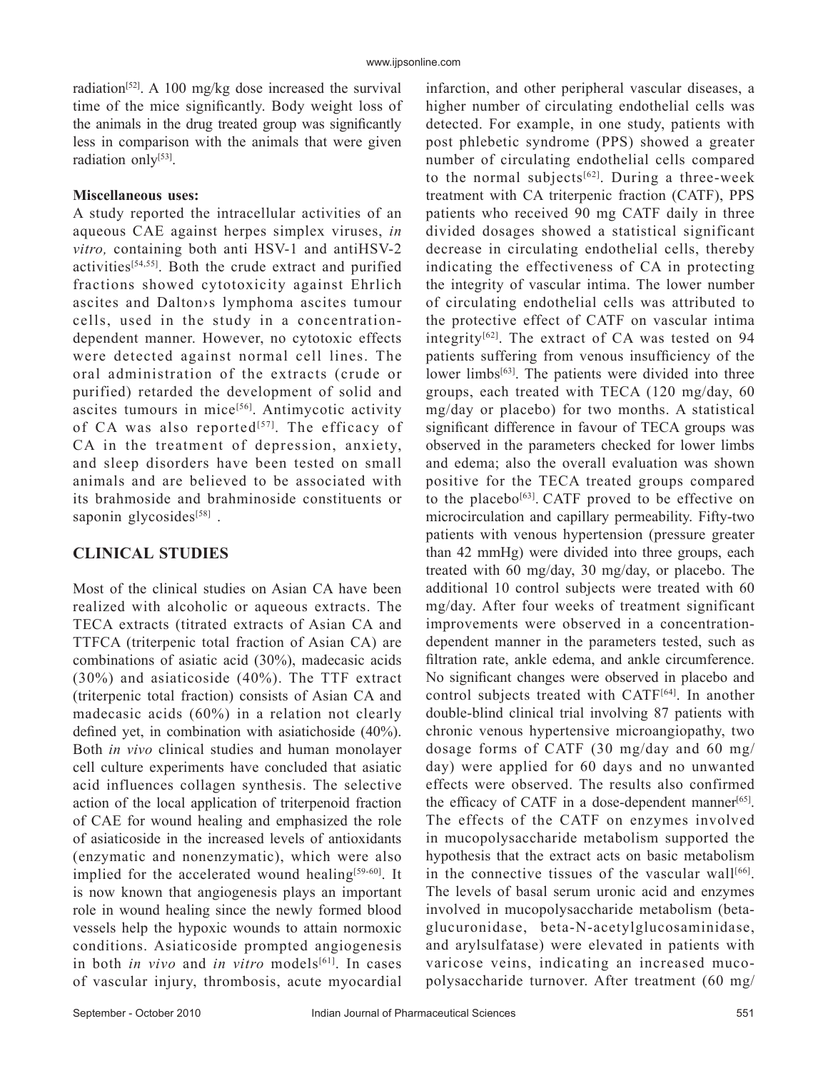radiation[52]. A 100 mg/kg dose increased the survival time of the mice significantly. Body weight loss of the animals in the drug treated group was significantly less in comparison with the animals that were given radiation only[53].

**Miscellaneous uses:**

A study reported the intracellular activities of an aqueous CAE against herpes simplex viruses, *in vitro,* containing both anti HSV-1 and antiHSV-2 activities[54,55]. Both the crude extract and purified fractions showed cytotoxicity against Ehrlich ascites and Dalton›s lymphoma ascites tumour cells, used in the study in a concentration-dependent manner. However, no cytotoxic effects were detected against normal cell lines. The oral administration of the extracts (crude or purified) retarded the development of solid and ascites tumours in mice[56]. Antimycotic activity of CA was also reported[57]. The efficacy of CA in the treatment of depression, anxiety, and sleep disorders have been tested on small animals and are believed to be associated with its brahmoside and brahminoside constituents or saponin glycosides[58] .

## CLINICAL STUDIES

Most of the clinical studies on Asian CA have been realized with alcoholic or aqueous extracts. The TECA extracts (titrated extracts of Asian CA and TTFCA (triterpenic total fraction of Asian CA) are combinations of asiatic acid (30%), madecasic acids (30%) and asiaticoside (40%). The TTF extract (triterpenic total fraction) consists of Asian CA and madecasic acids (60%) in a relation not clearly defined yet, in combination with asiatichoside (40%). Both *in vivo* clinical studies and human monolayer cell culture experiments have concluded that asiatic acid influences collagen synthesis. The selective action of the local application of triterpenoid fraction of CAE for wound healing and emphasized the role of asiaticoside in the increased levels of antioxidants (enzymatic and nonenzymatic), which were also implied for the accelerated wound healing[59-60]. It is now known that angiogenesis plays an important role in wound healing since the newly formed blood vessels help the hypoxic wounds to attain normoxic conditions. Asiaticoside prompted angiogenesis in both *in vivo* and *in vitro* models[61]. In cases of vascular injury, thrombosis, acute myocardial infarction, and other peripheral vascular diseases, a higher number of circulating endothelial cells was detected. For example, in one study, patients with post phlebetic syndrome (PPS) showed a greater number of circulating endothelial cells compared to the normal subjects[62]. During a three-week treatment with CA triterpenic fraction (CATF), PPS patients who received 90 mg CATF daily in three divided dosages showed a statistical significant decrease in circulating endothelial cells, thereby indicating the effectiveness of CA in protecting the integrity of vascular intima. The lower number of circulating endothelial cells was attributed to the protective effect of CATF on vascular intima integrity[62]. The extract of CA was tested on 94 patients suffering from venous insufficiency of the lower limbs[63]. The patients were divided into three groups, each treated with TECA (120 mg/day, 60 mg/day or placebo) for two months. A statistical significant difference in favour of TECA groups was observed in the parameters checked for lower limbs and edema; also the overall evaluation was shown positive for the TECA treated groups compared to the placebo[63]. CATF proved to be effective on microcirculation and capillary permeability. Fifty-two patients with venous hypertension (pressure greater than 42 mmHg) were divided into three groups, each treated with 60 mg/day, 30 mg/day, or placebo. The additional 10 control subjects were treated with 60 mg/day. After four weeks of treatment significant improvements were observed in a concentration-dependent manner in the parameters tested, such as filtration rate, ankle edema, and ankle circumference. No significant changes were observed in placebo and control subjects treated with CATF[64]. In another double-blind clinical trial involving 87 patients with chronic venous hypertensive microangiopathy, two dosage forms of CATF (30 mg/day and 60 mg/day) were applied for 60 days and no unwanted effects were observed. The results also confirmed the efficacy of CATF in a dose-dependent manner[65]. The effects of the CATF on enzymes involved in mucopolysaccharide metabolism supported the hypothesis that the extract acts on basic metabolism in the connective tissues of the vascular wall[66]. The levels of basal serum uronic acid and enzymes involved in mucopolysaccharide metabolism (beta-glucuronidase, beta-N-acetylglucosaminidase, and arylsulfatase) were elevated in patients with varicose veins, indicating an increased mucopolysaccharide turnover. After treatment (60 mg/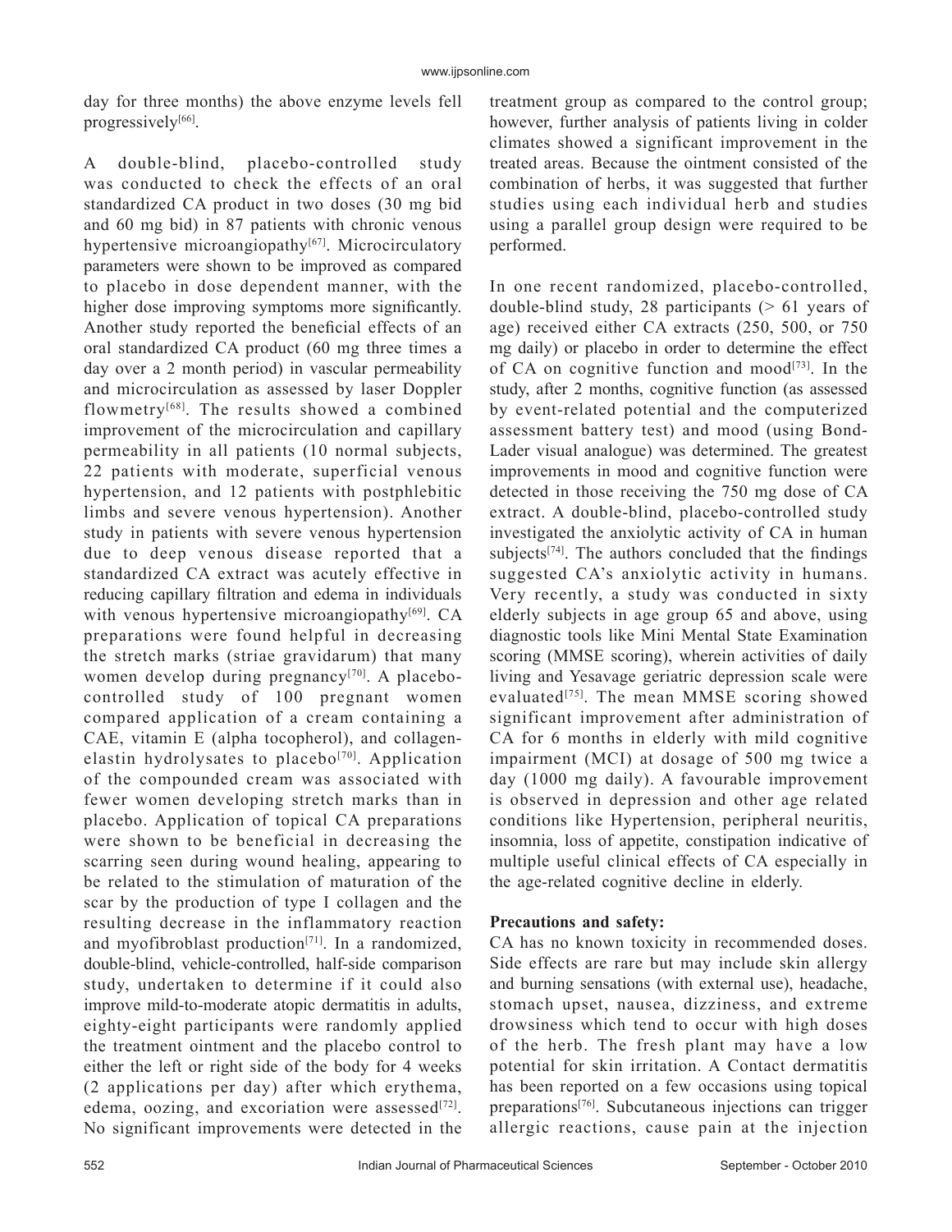day for three months) the above enzyme levels fell progressively[66].

A double-blind, placebo-controlled study was conducted to check the effects of an oral standardized CA product in two doses (30 mg bid and 60 mg bid) in 87 patients with chronic venous hypertensive microangiopathy[67]. Microcirculatory parameters were shown to be improved as compared to placebo in dose dependent manner, with the higher dose improving symptoms more significantly. Another study reported the beneficial effects of an oral standardized CA product (60 mg three times a day over a 2 month period) in vascular permeability and microcirculation as assessed by laser Doppler flowmetry[68]. The results showed a combined improvement of the microcirculation and capillary permeability in all patients (10 normal subjects, 22 patients with moderate, superficial venous hypertension, and 12 patients with postphlebitic limbs and severe venous hypertension). Another study in patients with severe venous hypertension due to deep venous disease reported that a standardized CA extract was acutely effective in reducing capillary filtration and edema in individuals with venous hypertensive microangiopathy[69]. CA preparations were found helpful in decreasing the stretch marks (striae gravidarum) that many women develop during pregnancy[70]. A placebo-controlled study of 100 pregnant women compared application of a cream containing a CAE, vitamin E (alpha tocopherol), and collagen-elastin hydrolysates to placebo[70]. Application of the compounded cream was associated with fewer women developing stretch marks than in placebo. Application of topical CA preparations were shown to be beneficial in decreasing the scarring seen during wound healing, appearing to be related to the stimulation of maturation of the scar by the production of type I collagen and the resulting decrease in the inflammatory reaction and myofibroblast production[71]. In a randomized, double-blind, vehicle-controlled, half-side comparison study, undertaken to determine if it could also improve mild-to-moderate atopic dermatitis in adults, eighty-eight participants were randomly applied the treatment ointment and the placebo control to either the left or right side of the body for 4 weeks (2 applications per day) after which erythema, edema, oozing, and excoriation were assessed[72]. No significant improvements were detected in the treatment group as compared to the control group; however, further analysis of patients living in colder climates showed a significant improvement in the treated areas. Because the ointment consisted of the combination of herbs, it was suggested that further studies using each individual herb and studies using a parallel group design were required to be performed.

In one recent randomized, placebo-controlled, double-blind study, 28 participants (> 61 years of age) received either CA extracts (250, 500, or 750 mg daily) or placebo in order to determine the effect of CA on cognitive function and mood[73]. In the study, after 2 months, cognitive function (as assessed by event-related potential and the computerized assessment battery test) and mood (using Bond-Lader visual analogue) was determined. The greatest improvements in mood and cognitive function were detected in those receiving the 750 mg dose of CA extract. A double-blind, placebo-controlled study investigated the anxiolytic activity of CA in human subjects[74]. The authors concluded that the findings suggested CA's anxiolytic activity in humans. Very recently, a study was conducted in sixty elderly subjects in age group 65 and above, using diagnostic tools like Mini Mental State Examination scoring (MMSE scoring), wherein activities of daily living and Yesavage geriatric depression scale were evaluated[75]. The mean MMSE scoring showed significant improvement after administration of CA for 6 months in elderly with mild cognitive impairment (MCI) at dosage of 500 mg twice a day (1000 mg daily). A favourable improvement is observed in depression and other age related conditions like Hypertension, peripheral neuritis, insomnia, loss of appetite, constipation indicative of multiple useful clinical effects of CA especially in the age-related cognitive decline in elderly.

**Precautions and safety:**

CA has no known toxicity in recommended doses. Side effects are rare but may include skin allergy and burning sensations (with external use), headache, stomach upset, nausea, dizziness, and extreme drowsiness which tend to occur with high doses of the herb. The fresh plant may have a low potential for skin irritation. A Contact dermatitis has been reported on a few occasions using topical preparations[76]. Subcutaneous injections can trigger allergic reactions, cause pain at the injection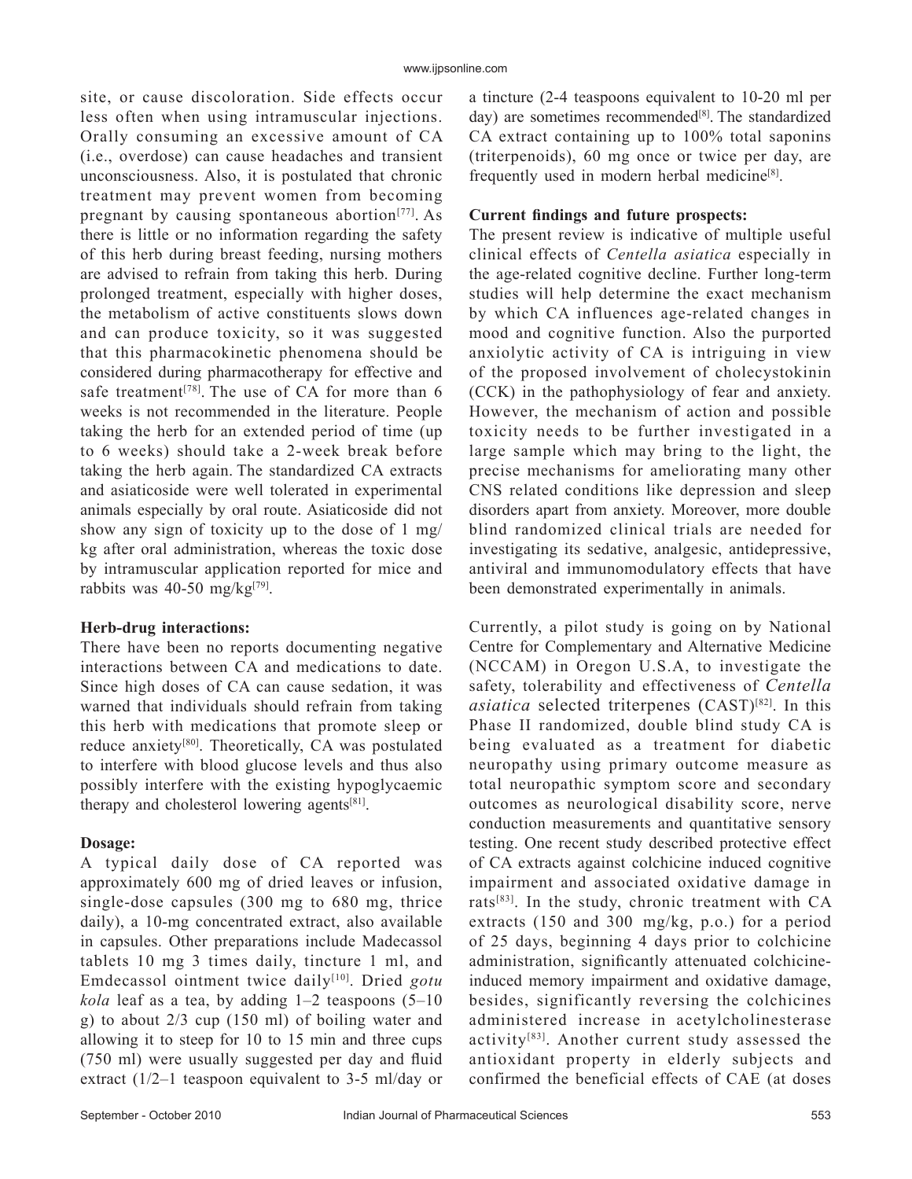site, or cause discoloration. Side effects occur less often when using intramuscular injections. Orally consuming an excessive amount of CA (i.e., overdose) can cause headaches and transient unconsciousness. Also, it is postulated that chronic treatment may prevent women from becoming pregnant by causing spontaneous abortion[77]. As there is little or no information regarding the safety of this herb during breast feeding, nursing mothers are advised to refrain from taking this herb. During prolonged treatment, especially with higher doses, the metabolism of active constituents slows down and can produce toxicity, so it was suggested that this pharmacokinetic phenomena should be considered during pharmacotherapy for effective and safe treatment[78]. The use of CA for more than 6 weeks is not recommended in the literature. People taking the herb for an extended period of time (up to 6 weeks) should take a 2-week break before taking the herb again. The standardized CA extracts and asiaticoside were well tolerated in experimental animals especially by oral route. Asiaticoside did not show any sign of toxicity up to the dose of 1 mg/kg after oral administration, whereas the toxic dose by intramuscular application reported for mice and rabbits was 40-50 mg/kg[79].

**Herb-drug interactions:**

There have been no reports documenting negative interactions between CA and medications to date. Since high doses of CA can cause sedation, it was warned that individuals should refrain from taking this herb with medications that promote sleep or reduce anxiety[80]. Theoretically, CA was postulated to interfere with blood glucose levels and thus also possibly interfere with the existing hypoglycaemic therapy and cholesterol lowering agents[81].

**Dosage:**

A typical daily dose of CA reported was approximately 600 mg of dried leaves or infusion, single-dose capsules (300 mg to 680 mg, thrice daily), a 10-mg concentrated extract, also available in capsules. Other preparations include Madecassol tablets 10 mg 3 times daily, tincture 1 ml, and Emdecassol ointment twice daily[10]. Dried *gotu kola* leaf as a tea, by adding 1–2 teaspoons (5–10 g) to about 2/3 cup (150 ml) of boiling water and allowing it to steep for 10 to 15 min and three cups (750 ml) were usually suggested per day and fluid extract (1/2–1 teaspoon equivalent to 3-5 ml/day or a tincture (2-4 teaspoons equivalent to 10-20 ml per day) are sometimes recommended[8]. The standardized CA extract containing up to 100% total saponins (triterpenoids), 60 mg once or twice per day, are frequently used in modern herbal medicine[8].

**Current findings and future prospects:**

The present review is indicative of multiple useful clinical effects of *Centella asiatica* especially in the age-related cognitive decline. Further long-term studies will help determine the exact mechanism by which CA influences age-related changes in mood and cognitive function. Also the purported anxiolytic activity of CA is intriguing in view of the proposed involvement of cholecystokinin (CCK) in the pathophysiology of fear and anxiety. However, the mechanism of action and possible toxicity needs to be further investigated in a large sample which may bring to the light, the precise mechanisms for ameliorating many other CNS related conditions like depression and sleep disorders apart from anxiety. Moreover, more double blind randomized clinical trials are needed for investigating its sedative, analgesic, antidepressive, antiviral and immunomodulatory effects that have been demonstrated experimentally in animals.

Currently, a pilot study is going on by National Centre for Complementary and Alternative Medicine (NCCAM) in Oregon U.S.A, to investigate the safety, tolerability and effectiveness of *Centella asiatica* selected triterpenes (CAST)[82]. In this Phase II randomized, double blind study CA is being evaluated as a treatment for diabetic neuropathy using primary outcome measure as total neuropathic symptom score and secondary outcomes as neurological disability score, nerve conduction measurements and quantitative sensory testing. One recent study described protective effect of CA extracts against colchicine induced cognitive impairment and associated oxidative damage in rats[83]. In the study, chronic treatment with CA extracts (150 and 300 mg/kg, p.o.) for a period of 25 days, beginning 4 days prior to colchicine administration, significantly attenuated colchicine-induced memory impairment and oxidative damage, besides, significantly reversing the colchicines administered increase in acetylcholinesterase activity[83]. Another current study assessed the antioxidant property in elderly subjects and confirmed the beneficial effects of CAE (at doses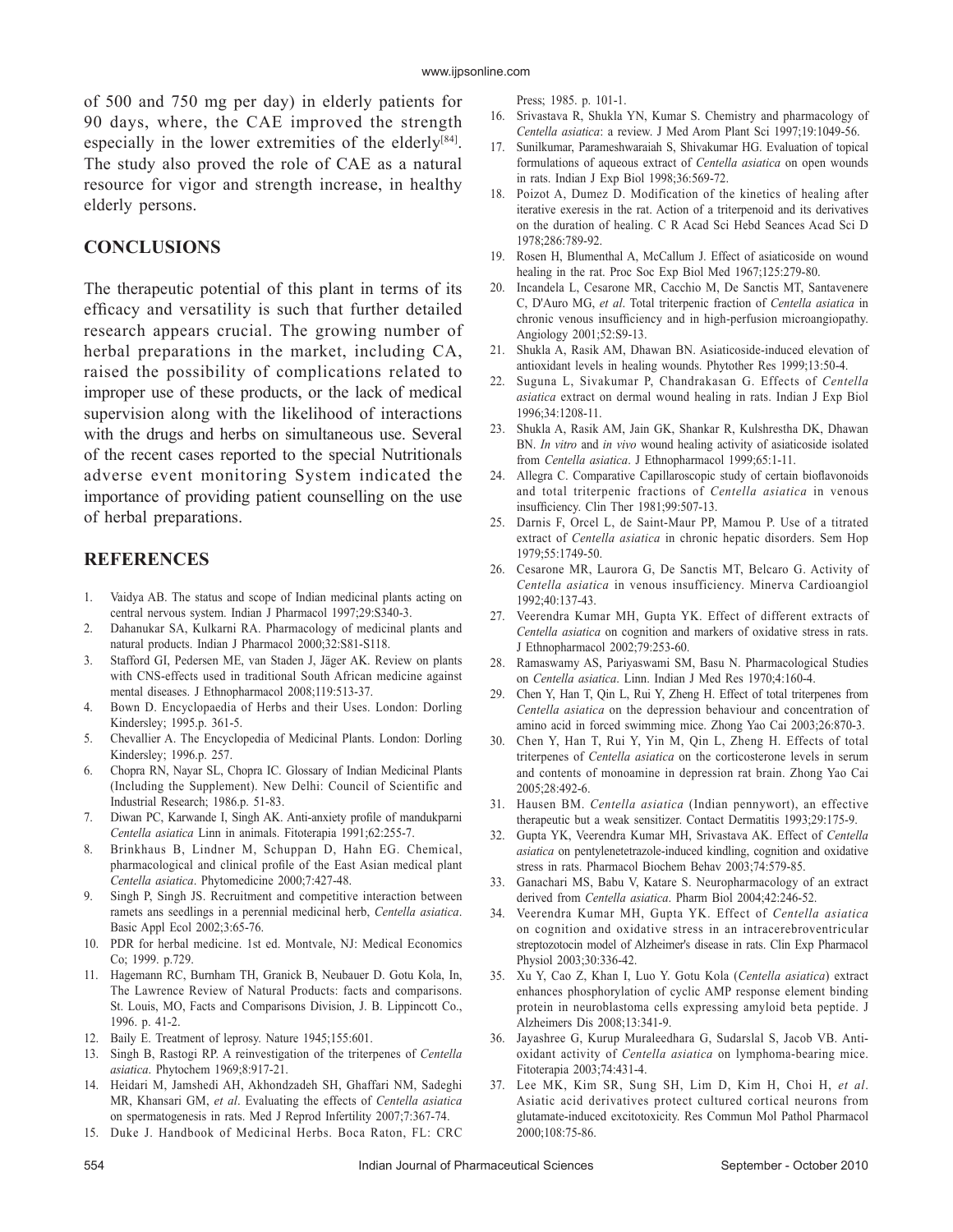of 500 and 750 mg per day) in elderly patients for 90 days, where, the CAE improved the strength especially in the lower extremities of the elderly[84]. The study also proved the role of CAE as a natural resource for vigor and strength increase, in healthy elderly persons.

## CONCLUSIONS

The therapeutic potential of this plant in terms of its efficacy and versatility is such that further detailed research appears crucial. The growing number of herbal preparations in the market, including CA, raised the possibility of complications related to improper use of these products, or the lack of medical supervision along with the likelihood of interactions with the drugs and herbs on simultaneous use. Several of the recent cases reported to the special Nutritionals adverse event monitoring System indicated the importance of providing patient counselling on the use of herbal preparations.

## REFERENCES

1. Vaidya AB. The status and scope of Indian medicinal plants acting on central nervous system. Indian J Pharmacol 1997;29:S340-3.
2. Dahanukar SA, Kulkarni RA. Pharmacology of medicinal plants and natural products. Indian J Pharmacol 2000;32:S81-S118.
3. Stafford GI, Pedersen ME, van Staden J, Jäger AK. Review on plants with CNS-effects used in traditional South African medicine against mental diseases. J Ethnopharmacol 2008;119:513-37.
4. Bown D. Encyclopaedia of Herbs and their Uses. London: Dorling Kindersley; 1995.p. 361-5.
5. Chevallier A. The Encyclopedia of Medicinal Plants. London: Dorling Kindersley; 1996.p. 257.
6. Chopra RN, Nayar SL, Chopra IC. Glossary of Indian Medicinal Plants (Including the Supplement). New Delhi: Council of Scientific and Industrial Research; 1986.p. 51-83.
7. Diwan PC, Karwande I, Singh AK. Anti-anxiety profile of mandukparni *Centella asiatica* Linn in animals. Fitoterapia 1991;62:255-7.
8. Brinkhaus B, Lindner M, Schuppan D, Hahn EG. Chemical, pharmacological and clinical profile of the East Asian medical plant *Centella asiatica*. Phytomedicine 2000;7:427-48.
9. Singh P, Singh JS. Recruitment and competitive interaction between ramets ans seedlings in a perennial medicinal herb, *Centella asiatica*. Basic Appl Ecol 2002;3:65-76.
10. PDR for herbal medicine. 1st ed. Montvale, NJ: Medical Economics Co; 1999. p.729.
11. Hagemann RC, Burnham TH, Granick B, Neubauer D. Gotu Kola, In, The Lawrence Review of Natural Products: facts and comparisons. St. Louis, MO, Facts and Comparisons Division, J. B. Lippincott Co., 1996. p. 41-2.
12. Baily E. Treatment of leprosy. Nature 1945;155:601.
13. Singh B, Rastogi RP. A reinvestigation of the triterpenes of *Centella asiatica*. Phytochem 1969;8:917-21.
14. Heidari M, Jamshedi AH, Akhondzadeh SH, Ghaffari NM, Sadeghi MR, Khansari GM, *et al*. Evaluating the effects of *Centella asiatica* on spermatogenesis in rats. Med J Reprod Infertility 2007;7:367-74.
15. Duke J. Handbook of Medicinal Herbs. Boca Raton, FL: CRC Press; 1985. p. 101-1.
16. Srivastava R, Shukla YN, Kumar S. Chemistry and pharmacology of *Centella asiatica*: a review. J Med Arom Plant Sci 1997;19:1049-56.
17. Sunilkumar, Parameshwaraiah S, Shivakumar HG. Evaluation of topical formulations of aqueous extract of *Centella asiatica* on open wounds in rats. Indian J Exp Biol 1998;36:569-72.
18. Poizot A, Dumez D. Modification of the kinetics of healing after iterative exeresis in the rat. Action of a triterpenoid and its derivatives on the duration of healing. C R Acad Sci Hebd Seances Acad Sci D 1978;286:789-92.
19. Rosen H, Blumenthal A, McCallum J. Effect of asiaticoside on wound healing in the rat. Proc Soc Exp Biol Med 1967;125:279-80.
20. Incandela L, Cesarone MR, Cacchio M, De Sanctis MT, Santavenere C, D'Auro MG, *et al*. Total triterpenic fraction of *Centella asiatica* in chronic venous insufficiency and in high-perfusion microangiopathy. Angiology 2001;52:S9-13.
21. Shukla A, Rasik AM, Dhawan BN. Asiaticoside-induced elevation of antioxidant levels in healing wounds. Phytother Res 1999;13:50-4.
22. Suguna L, Sivakumar P, Chandrakasan G. Effects of *Centella asiatica* extract on dermal wound healing in rats. Indian J Exp Biol 1996;34:1208-11.
23. Shukla A, Rasik AM, Jain GK, Shankar R, Kulshrestha DK, Dhawan BN. *In vitro* and *in vivo* wound healing activity of asiaticoside isolated from *Centella asiatica*. J Ethnopharmacol 1999;65:1-11.
24. Allegra C. Comparative Capillaroscopic study of certain bioflavonoids and total triterpenic fractions of *Centella asiatica* in venous insufficiency. Clin Ther 1981;99:507-13.
25. Darnis F, Orcel L, de Saint-Maur PP, Mamou P. Use of a titrated extract of *Centella asiatica* in chronic hepatic disorders. Sem Hop 1979;55:1749-50.
26. Cesarone MR, Laurora G, De Sanctis MT, Belcaro G. Activity of *Centella asiatica* in venous insufficiency. Minerva Cardioangiol 1992;40:137-43.
27. Veerendra Kumar MH, Gupta YK. Effect of different extracts of *Centella asiatica* on cognition and markers of oxidative stress in rats. J Ethnopharmacol 2002;79:253-60.
28. Ramaswamy AS, Pariyaswami SM, Basu N. Pharmacological Studies on *Centella asiatica*. Linn. Indian J Med Res 1970;4:160-4.
29. Chen Y, Han T, Qin L, Rui Y, Zheng H. Effect of total triterpenes from *Centella asiatica* on the depression behaviour and concentration of amino acid in forced swimming mice. Zhong Yao Cai 2003;26:870-3.
30. Chen Y, Han T, Rui Y, Yin M, Qin L, Zheng H. Effects of total triterpenes of *Centella asiatica* on the corticosterone levels in serum and contents of monoamine in depression rat brain. Zhong Yao Cai 2005;28:492-6.
31. Hausen BM. *Centella asiatica* (Indian pennywort), an effective therapeutic but a weak sensitizer. Contact Dermatitis 1993;29:175-9.
32. Gupta YK, Veerendra Kumar MH, Srivastava AK. Effect of *Centella asiatica* on pentylenetetrazole-induced kindling, cognition and oxidative stress in rats. Pharmacol Biochem Behav 2003;74:579-85.
33. Ganachari MS, Babu V, Katare S. Neuropharmacology of an extract derived from *Centella asiatica*. Pharm Biol 2004;42:246-52.
34. Veerendra Kumar MH, Gupta YK. Effect of *Centella asiatica* on cognition and oxidative stress in an intracerebroventricular streptozotocin model of Alzheimer's disease in rats. Clin Exp Pharmacol Physiol 2003;30:336-42.
35. Xu Y, Cao Z, Khan I, Luo Y. Gotu Kola (*Centella asiatica*) extract enhances phosphorylation of cyclic AMP response element binding protein in neuroblastoma cells expressing amyloid beta peptide. J Alzheimers Dis 2008;13:341-9.
36. Jayashree G, Kurup Muraleedhara G, Sudarslal S, Jacob VB. Anti-oxidant activity of *Centella asiatica* on lymphoma-bearing mice. Fitoterapia 2003;74:431-4.
37. Lee MK, Kim SR, Sung SH, Lim D, Kim H, Choi H, *et al*. Asiatic acid derivatives protect cultured cortical neurons from glutamate-induced excitotoxicity. Res Commun Mol Pathol Pharmacol 2000;108:75-86.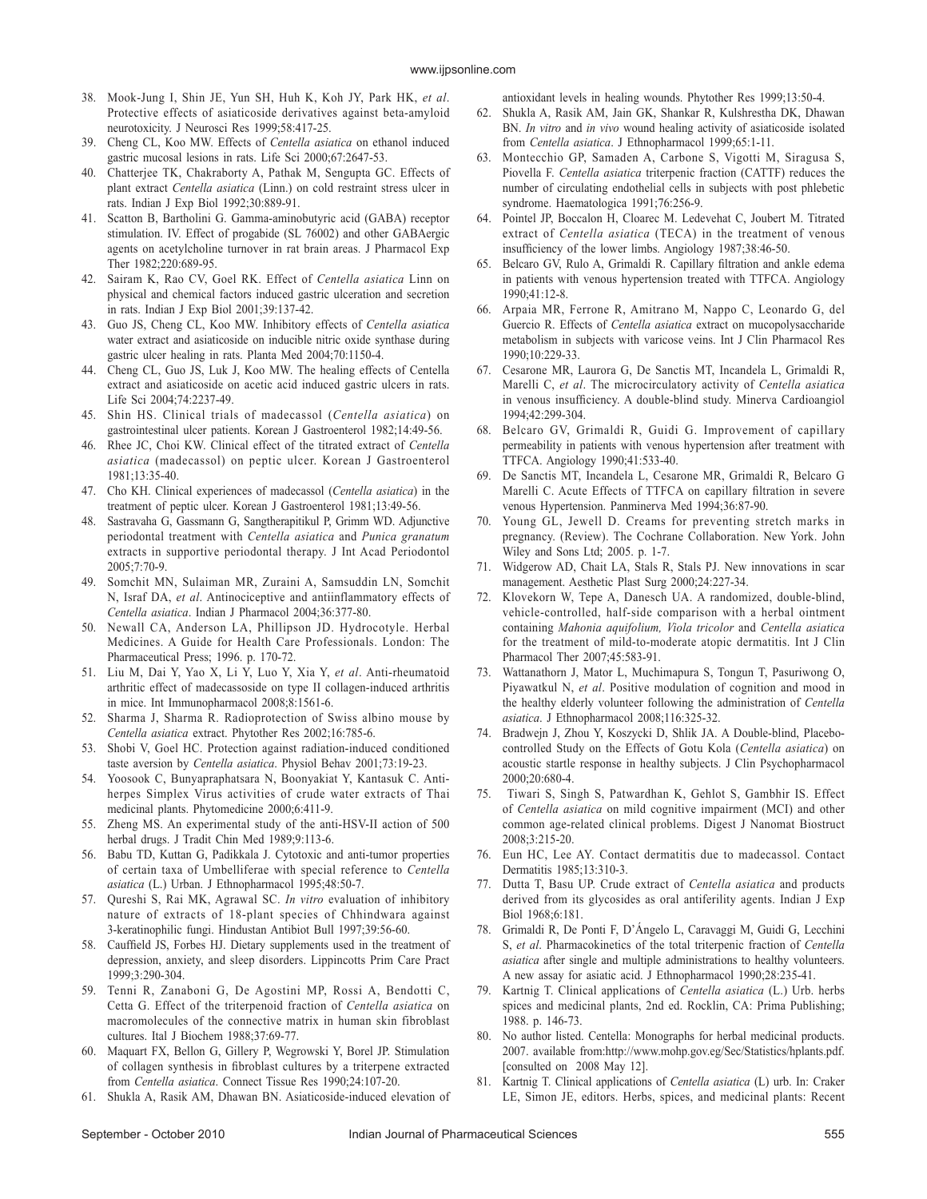38. Mook-Jung I, Shin JE, Yun SH, Huh K, Koh JY, Park HK, *et al*. Protective effects of asiaticoside derivatives against beta-amyloid neurotoxicity. J Neurosci Res 1999;58:417-25.
39. Cheng CL, Koo MW. Effects of *Centella asiatica* on ethanol induced gastric mucosal lesions in rats. Life Sci 2000;67:2647-53.
40. Chatterjee TK, Chakraborty A, Pathak M, Sengupta GC. Effects of plant extract *Centella asiatica* (Linn.) on cold restraint stress ulcer in rats. Indian J Exp Biol 1992;30:889-91.
41. Scatton B, Bartholini G. Gamma-aminobutyric acid (GABA) receptor stimulation. IV. Effect of progabide (SL 76002) and other GABAergic agents on acetylcholine turnover in rat brain areas. J Pharmacol Exp Ther 1982;220:689-95.
42. Sairam K, Rao CV, Goel RK. Effect of *Centella asiatica* Linn on physical and chemical factors induced gastric ulceration and secretion in rats. Indian J Exp Biol 2001;39:137-42.
43. Guo JS, Cheng CL, Koo MW. Inhibitory effects of *Centella asiatica* water extract and asiaticoside on inducible nitric oxide synthase during gastric ulcer healing in rats. Planta Med 2004;70:1150-4.
44. Cheng CL, Guo JS, Luk J, Koo MW. The healing effects of Centella extract and asiaticoside on acetic acid induced gastric ulcers in rats. Life Sci 2004;74:2237-49.
45. Shin HS. Clinical trials of madecassol (*Centella asiatica*) on gastrointestinal ulcer patients. Korean J Gastroenterol 1982;14:49-56.
46. Rhee JC, Choi KW. Clinical effect of the titrated extract of *Centella asiatica* (madecassol) on peptic ulcer. Korean J Gastroenterol 1981;13:35-40.
47. Cho KH. Clinical experiences of madecassol (*Centella asiatica*) in the treatment of peptic ulcer. Korean J Gastroenterol 1981;13:49-56.
48. Sastravaha G, Gassmann G, Sangtherapitikul P, Grimm WD. Adjunctive periodontal treatment with *Centella asiatica* and *Punica granatum* extracts in supportive periodontal therapy. J Int Acad Periodontol 2005;7:70-9.
49. Somchit MN, Sulaiman MR, Zuraini A, Samsuddin LN, Somchit N, Israf DA, *et al*. Antinociceptive and antiinflammatory effects of *Centella asiatica*. Indian J Pharmacol 2004;36:377-80.
50. Newall CA, Anderson LA, Phillipson JD. Hydrocotyle. Herbal Medicines. A Guide for Health Care Professionals. London: The Pharmaceutical Press; 1996. p. 170-72.
51. Liu M, Dai Y, Yao X, Li Y, Luo Y, Xia Y, *et al*. Anti-rheumatoid arthritic effect of madecassoside on type II collagen-induced arthritis in mice. Int Immunopharmacol 2008;8:1561-6.
52. Sharma J, Sharma R. Radioprotection of Swiss albino mouse by *Centella asiatica* extract. Phytother Res 2002;16:785-6.
53. Shobi V, Goel HC. Protection against radiation-induced conditioned taste aversion by *Centella asiatica*. Physiol Behav 2001;73:19-23.
54. Yoosook C, Bunyapraphatsara N, Boonyakiat Y, Kantasuk C. Anti-herpes Simplex Virus activities of crude water extracts of Thai medicinal plants. Phytomedicine 2000;6:411-9.
55. Zheng MS. An experimental study of the anti-HSV-II action of 500 herbal drugs. J Tradit Chin Med 1989;9:113-6.
56. Babu TD, Kuttan G, Padikkala J. Cytotoxic and anti-tumor properties of certain taxa of Umbelliferae with special reference to *Centella asiatica* (L.) Urban. J Ethnopharmacol 1995;48:50-7.
57. Qureshi S, Rai MK, Agrawal SC. *In vitro* evaluation of inhibitory nature of extracts of 18-plant species of Chhindwara against 3-keratinophilic fungi. Hindustan Antibiot Bull 1997;39:56-60.
58. Cauffield JS, Forbes HJ. Dietary supplements used in the treatment of depression, anxiety, and sleep disorders. Lippincotts Prim Care Pract 1999;3:290-304.
59. Tenni R, Zanaboni G, De Agostini MP, Rossi A, Bendotti C, Cetta G. Effect of the triterpenoid fraction of *Centella asiatica* on macromolecules of the connective matrix in human skin fibroblast cultures. Ital J Biochem 1988;37:69-77.
60. Maquart FX, Bellon G, Gillery P, Wegrowski Y, Borel JP. Stimulation of collagen synthesis in fibroblast cultures by a triterpene extracted from *Centella asiatica*. Connect Tissue Res 1990;24:107-20.
61. Shukla A, Rasik AM, Dhawan BN. Asiaticoside-induced elevation of antioxidant levels in healing wounds. Phytother Res 1999;13:50-4.
62. Shukla A, Rasik AM, Jain GK, Shankar R, Kulshrestha DK, Dhawan BN. *In vitro* and *in vivo* wound healing activity of asiaticoside isolated from *Centella asiatica*. J Ethnopharmacol 1999;65:1-11.
63. Montecchio GP, Samaden A, Carbone S, Vigotti M, Siragusa S, Piovella F. *Centella asiatica* triterpenic fraction (CATTF) reduces the number of circulating endothelial cells in subjects with post phlebetic syndrome. Haematologica 1991;76:256-9.
64. Pointel JP, Boccalon H, Cloarec M. Ledevehat C, Joubert M. Titrated extract of *Centella asiatica* (TECA) in the treatment of venous insufficiency of the lower limbs. Angiology 1987;38:46-50.
65. Belcaro GV, Rulo A, Grimaldi R. Capillary filtration and ankle edema in patients with venous hypertension treated with TTFCA. Angiology 1990;41:12-8.
66. Arpaia MR, Ferrone R, Amitrano M, Nappo C, Leonardo G, del Guercio R. Effects of *Centella asiatica* extract on mucopolysaccharide metabolism in subjects with varicose veins. Int J Clin Pharmacol Res 1990;10:229-33.
67. Cesarone MR, Laurora G, De Sanctis MT, Incandela L, Grimaldi R, Marelli C, *et al*. The microcirculatory activity of *Centella asiatica* in venous insufficiency. A double-blind study. Minerva Cardioangiol 1994;42:299-304.
68. Belcaro GV, Grimaldi R, Guidi G. Improvement of capillary permeability in patients with venous hypertension after treatment with TTFCA. Angiology 1990;41:533-40.
69. De Sanctis MT, Incandela L, Cesarone MR, Grimaldi R, Belcaro G Marelli C. Acute Effects of TTFCA on capillary filtration in severe venous Hypertension. Panminerva Med 1994;36:87-90.
70. Young GL, Jewell D. Creams for preventing stretch marks in pregnancy. (Review). The Cochrane Collaboration. New York. John Wiley and Sons Ltd; 2005. p. 1-7.
71. Widgerow AD, Chait LA, Stals R, Stals PJ. New innovations in scar management. Aesthetic Plast Surg 2000;24:227-34.
72. Klovekorn W, Tepe A, Danesch UA. A randomized, double-blind, vehicle-controlled, half-side comparison with a herbal ointment containing *Mahonia aquifolium, Viola tricolor* and *Centella asiatica* for the treatment of mild-to-moderate atopic dermatitis. Int J Clin Pharmacol Ther 2007;45:583-91.
73. Wattanathorn J, Mator L, Muchimapura S, Tongun T, Pasuriwong O, Piyawatkul N, *et al*. Positive modulation of cognition and mood in the healthy elderly volunteer following the administration of *Centella asiatica*. J Ethnopharmacol 2008;116:325-32.
74. Bradwejn J, Zhou Y, Koszycki D, Shlik JA. A Double-blind, Placebo-controlled Study on the Effects of Gotu Kola (*Centella asiatica*) on acoustic startle response in healthy subjects. J Clin Psychopharmacol 2000;20:680-4.
75. Tiwari S, Singh S, Patwardhan K, Gehlot S, Gambhir IS. Effect of *Centella asiatica* on mild cognitive impairment (MCI) and other common age-related clinical problems. Digest J Nanomat Biostruct 2008;3:215-20.
76. Eun HC, Lee AY. Contact dermatitis due to madecassol. Contact Dermatitis 1985;13:310-3.
77. Dutta T, Basu UP. Crude extract of *Centella asiatica* and products derived from its glycosides as oral antiferility agents. Indian J Exp Biol 1968;6:181.
78. Grimaldi R, De Ponti F, D'Ángelo L, Caravaggi M, Guidi G, Lecchini S, *et al*. Pharmacokinetics of the total triterpenic fraction of *Centella asiatica* after single and multiple administrations to healthy volunteers. A new assay for asiatic acid. J Ethnopharmacol 1990;28:235-41.
79. Kartnig T. Clinical applications of *Centella asiatica* (L.) Urb. herbs spices and medicinal plants, 2nd ed. Rocklin, CA: Prima Publishing; 1988. p. 146-73.
80. No author listed. Centella: Monographs for herbal medicinal products. 2007. available from:http://www.mohp.gov.eg/Sec/Statistics/hplants.pdf. [consulted on 2008 May 12].
81. Kartnig T. Clinical applications of *Centella asiatica* (L) urb. In: Craker LE, Simon JE, editors. Herbs, spices, and medicinal plants: Recent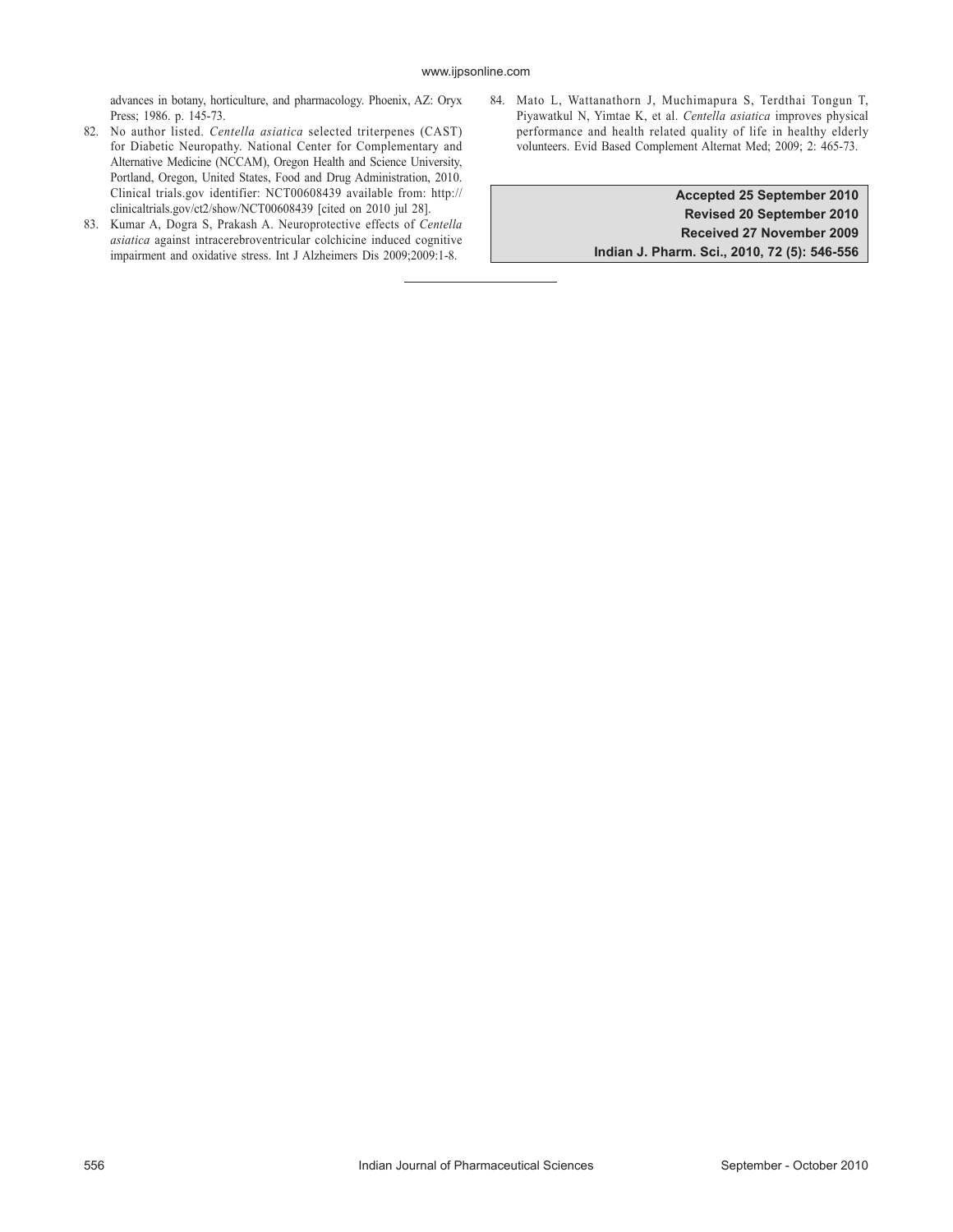advances in botany, horticulture, and pharmacology. Phoenix, AZ: Oryx Press; 1986. p. 145-73.

82. No author listed. *Centella asiatica* selected triterpenes (CAST) for Diabetic Neuropathy. National Center for Complementary and Alternative Medicine (NCCAM), Oregon Health and Science University, Portland, Oregon, United States, Food and Drug Administration, 2010. Clinical trials.gov identifier: NCT00608439 available from: http://clinicaltrials.gov/ct2/show/NCT00608439 [cited on 2010 jul 28].
83. Kumar A, Dogra S, Prakash A. Neuroprotective effects of *Centella asiatica* against intracerebroventricular colchicine induced cognitive impairment and oxidative stress. Int J Alzheimers Dis 2009;2009:1-8.
84. Mato L, Wattanathorn J, Muchimapura S, Terdthai Tongun T, Piyawatkul N, Yimtae K, et al. *Centella asiatica* improves physical performance and health related quality of life in healthy elderly volunteers. Evid Based Complement Alternat Med; 2009; 2: 465-73.

**Accepted 25 September 2010**
**Revised 20 September 2010**
**Received 27 November 2009**
**Indian J. Pharm. Sci., 2010, 72 (5): 546-556**